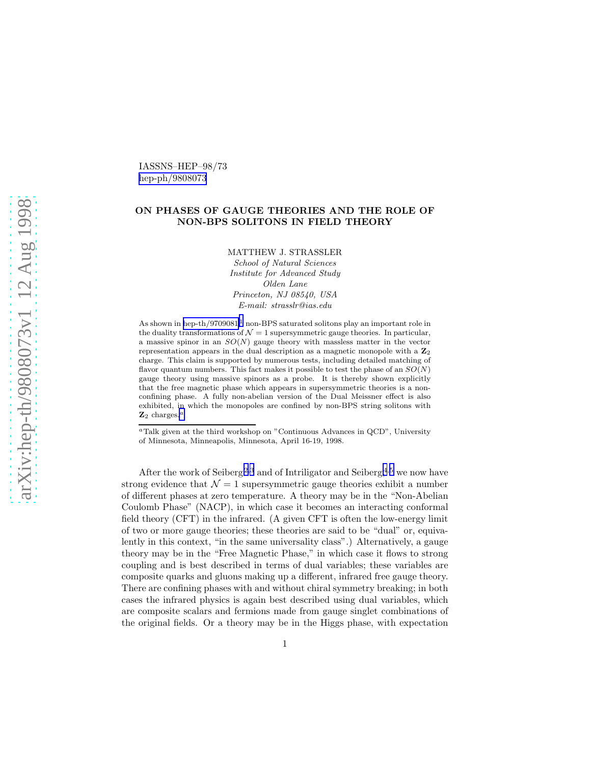IASSNS–HEP–98/73
hep-ph/9808073

# ON PHASES OF GAUGE THEORIES AND THE ROLE OF NON-BPS SOLITONS IN FIELD THEORY

MATTHEW J. STRASSLER

*School of Natural Sciences*
*Institute for Advanced Study*
*Olden Lane*
*Princeton, NJ 08540, USA*
*E-mail: strasslr@ias.edu*

As shown in hep-th/9709081[1] non-BPS saturated solitons play an important role in the duality transformations of $\mathcal{N}=1$ supersymmetric gauge theories. In particular, a massive spinor in an $SO(N)$ gauge theory with massless matter in the vector representation appears in the dual description as a magnetic monopole with a $\mathbf{Z}_2$ charge. This claim is supported by numerous tests, including detailed matching of flavor quantum numbers. This fact makes it possible to test the phase of an $SO(N)$ gauge theory using massive spinors as a probe. It is thereby shown explicitly that the free magnetic phase which appears in supersymmetric theories is a non-confining phase. A fully non-abelian version of the Dual Meissner effect is also exhibited, in which the monopoles are confined by non-BPS string solitons with $\mathbf{Z}_2$ charges.[a]

[a] Talk given at the third workshop on "Continuous Advances in QCD", University of Minnesota, Minneapolis, Minnesota, April 16-19, 1998.

After the work of Seiberg[2,3] and of Intriligator and Seiberg[4,5] we now have strong evidence that $\mathcal{N}=1$ supersymmetric gauge theories exhibit a number of different phases at zero temperature. A theory may be in the "Non-Abelian Coulomb Phase" (NACP), in which case it becomes an interacting conformal field theory (CFT) in the infrared. (A given CFT is often the low-energy limit of two or more gauge theories; these theories are said to be "dual" or, equivalently in this context, "in the same universality class".) Alternatively, a gauge theory may be in the "Free Magnetic Phase," in which case it flows to strong coupling and is best described in terms of dual variables; these variables are composite quarks and gluons making up a different, infrared free gauge theory. There are confining phases with and without chiral symmetry breaking; in both cases the infrared physics is again best described using dual variables, which are composite scalars and fermions made from gauge singlet combinations of the original fields. Or a theory may be in the Higgs phase, with expectation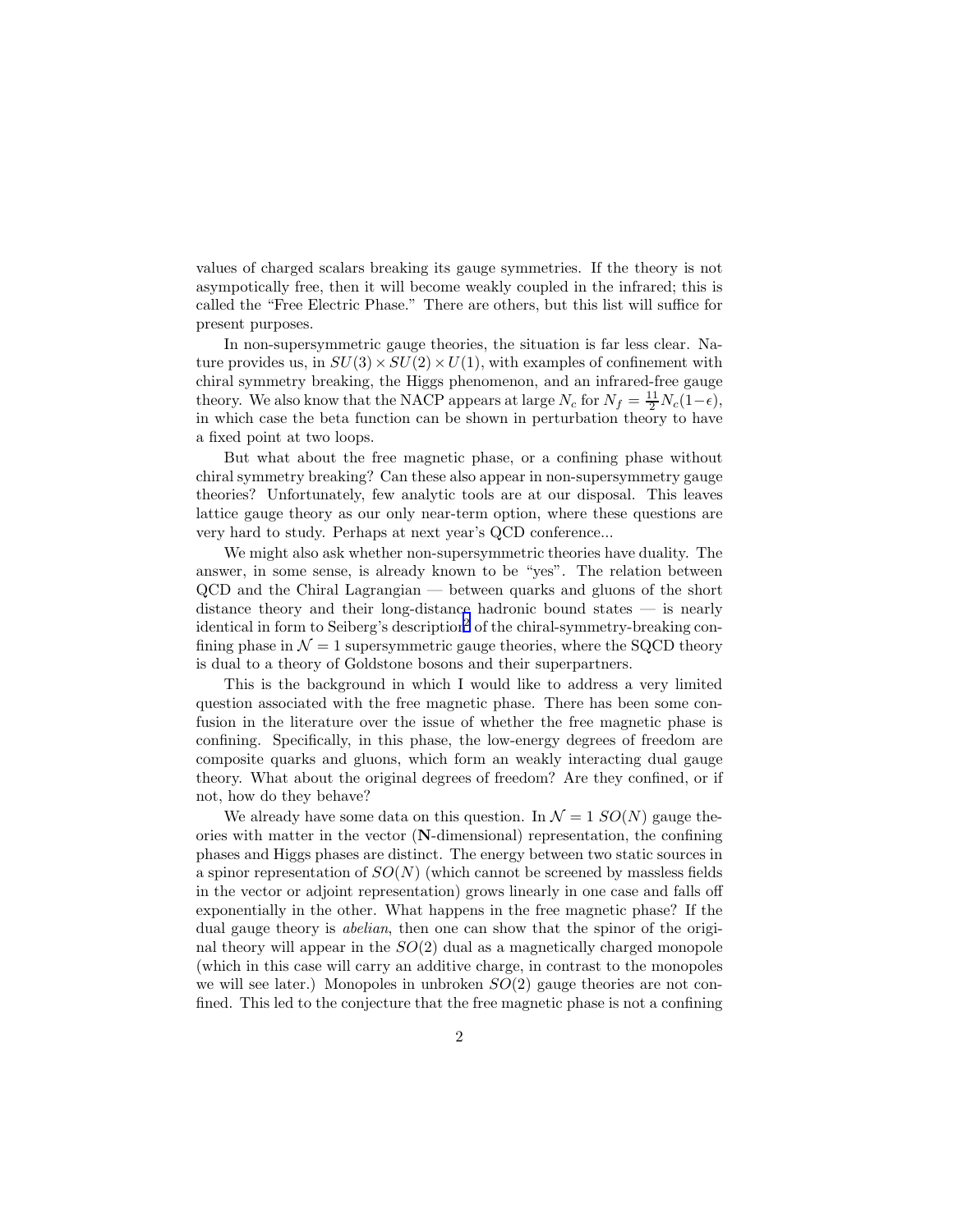values of charged scalars breaking its gauge symmetries. If the theory is not asympotically free, then it will become weakly coupled in the infrared; this is called the "Free Electric Phase." There are others, but this list will suffice for present purposes.

In non-supersymmetric gauge theories, the situation is far less clear. Nature provides us, in $SU(3) \times SU(2) \times U(1)$, with examples of confinement with chiral symmetry breaking, the Higgs phenomenon, and an infrared-free gauge theory. We also know that the NACP appears at large $N_c$ for $N_f = \frac{11}{2}N_c(1-\epsilon)$, in which case the beta function can be shown in perturbation theory to have a fixed point at two loops.

But what about the free magnetic phase, or a confining phase without chiral symmetry breaking? Can these also appear in non-supersymmetry gauge theories? Unfortunately, few analytic tools are at our disposal. This leaves lattice gauge theory as our only near-term option, where these questions are very hard to study. Perhaps at next year's QCD conference...

We might also ask whether non-supersymmetric theories have duality. The answer, in some sense, is already known to be "yes". The relation between QCD and the Chiral Lagrangian — between quarks and gluons of the short distance theory and their long-distance hadronic bound states — is nearly identical in form to Seiberg's description[2] of the chiral-symmetry-breaking confining phase in $\mathcal{N}=1$ supersymmetric gauge theories, where the SQCD theory is dual to a theory of Goldstone bosons and their superpartners.

This is the background in which I would like to address a very limited question associated with the free magnetic phase. There has been some confusion in the literature over the issue of whether the free magnetic phase is confining. Specifically, in this phase, the low-energy degrees of freedom are composite quarks and gluons, which form an weakly interacting dual gauge theory. What about the original degrees of freedom? Are they confined, or if not, how do they behave?

We already have some data on this question. In $\mathcal{N}=1$ $SO(N)$ gauge theories with matter in the vector ($\mathbf{N}$-dimensional) representation, the confining phases and Higgs phases are distinct. The energy between two static sources in a spinor representation of $SO(N)$ (which cannot be screened by massless fields in the vector or adjoint representation) grows linearly in one case and falls off exponentially in the other. What happens in the free magnetic phase? If the dual gauge theory is *abelian*, then one can show that the spinor of the original theory will appear in the $SO(2)$ dual as a magnetically charged monopole (which in this case will carry an additive charge, in contrast to the monopoles we will see later.) Monopoles in unbroken $SO(2)$ gauge theories are not confined. This led to the conjecture that the free magnetic phase is not a confining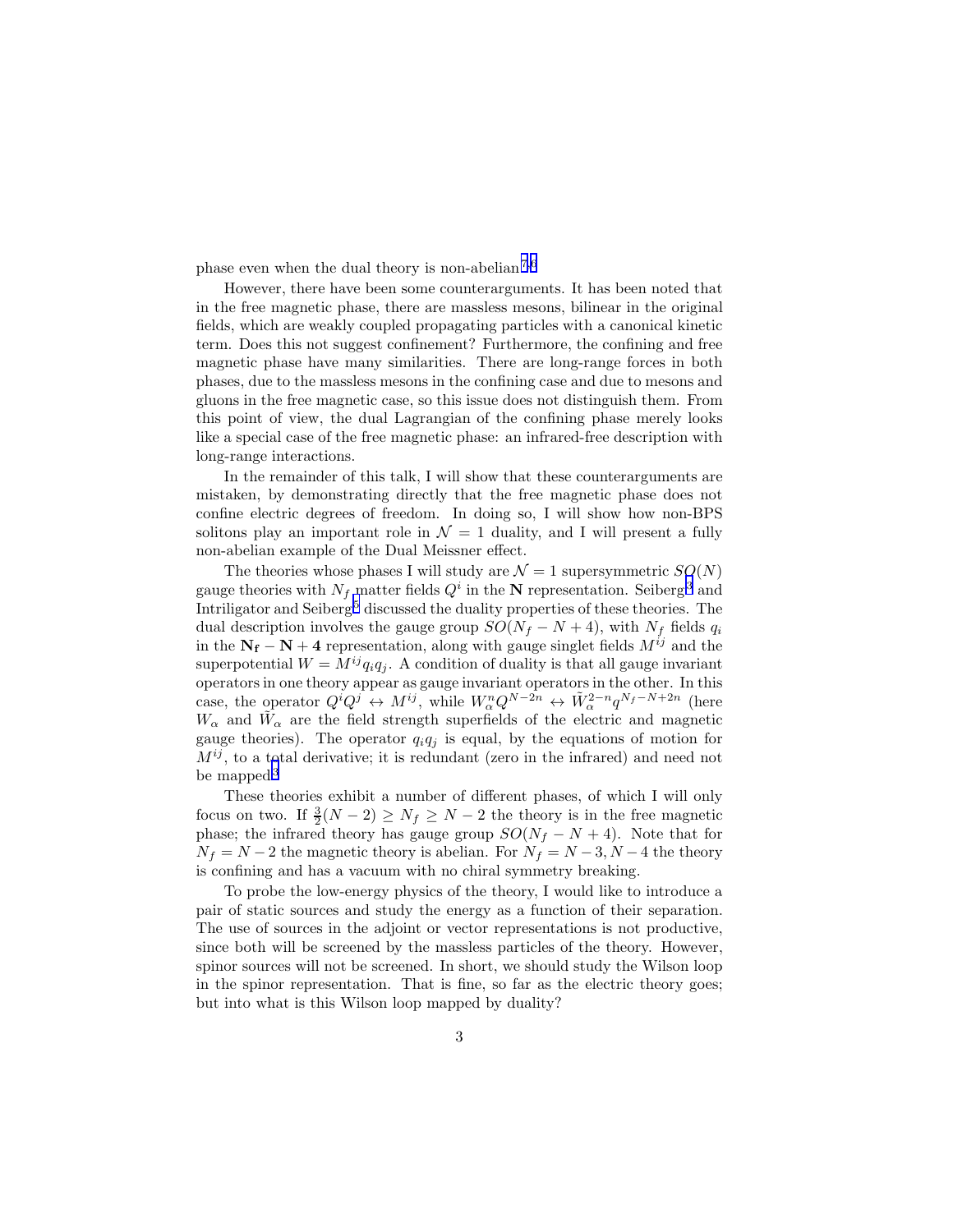phase even when the dual theory is non-abelian.[7,6]

However, there have been some counterarguments. It has been noted that in the free magnetic phase, there are massless mesons, bilinear in the original fields, which are weakly coupled propagating particles with a canonical kinetic term. Does this not suggest confinement? Furthermore, the confining and free magnetic phase have many similarities. There are long-range forces in both phases, due to the massless mesons in the confining case and due to mesons and gluons in the free magnetic case, so this issue does not distinguish them. From this point of view, the dual Lagrangian of the confining phase merely looks like a special case of the free magnetic phase: an infrared-free description with long-range interactions.

In the remainder of this talk, I will show that these counterarguments are mistaken, by demonstrating directly that the free magnetic phase does not confine electric degrees of freedom. In doing so, I will show how non-BPS solitons play an important role in $\mathcal{N}=1$ duality, and I will present a fully non-abelian example of the Dual Meissner effect.

The theories whose phases I will study are $\mathcal{N}=1$ supersymmetric $SO(N)$ gauge theories with $N_f$ matter fields $Q^i$ in the $\mathbf{N}$ representation. Seiberg[3] and Intriligator and Seiberg[5] discussed the duality properties of these theories. The dual description involves the gauge group $SO(N_f-N+4)$, with $N_f$ fields $q_i$ in the $\mathbf{N_f-N+4}$ representation, along with gauge singlet fields $M^{ij}$ and the superpotential $W=M^{ij}q_iq_j$. A condition of duality is that all gauge invariant operators in one theory appear as gauge invariant operators in the other. In this case, the operator $Q^iQ^j\leftrightarrow M^{ij}$, while $W_\alpha^nQ^{N-2n}\leftrightarrow\tilde{W}_\alpha^{2-n}q^{N_f-N+2n}$ (here $W_\alpha$ and $\tilde{W}_\alpha$ are the field strength superfields of the electric and magnetic gauge theories). The operator $q_iq_j$ is equal, by the equations of motion for $M^{ij}$, to a total derivative; it is redundant (zero in the infrared) and need not be mapped.[3]

These theories exhibit a number of different phases, of which I will only focus on two. If $\frac{3}{2}(N-2)\geq N_f\geq N-2$ the theory is in the free magnetic phase; the infrared theory has gauge group $SO(N_f-N+4)$. Note that for $N_f=N-2$ the magnetic theory is abelian. For $N_f=N-3,N-4$ the theory is confining and has a vacuum with no chiral symmetry breaking.

To probe the low-energy physics of the theory, I would like to introduce a pair of static sources and study the energy as a function of their separation. The use of sources in the adjoint or vector representations is not productive, since both will be screened by the massless particles of the theory. However, spinor sources will not be screened. In short, we should study the Wilson loop in the spinor representation. That is fine, so far as the electric theory goes; but into what is this Wilson loop mapped by duality?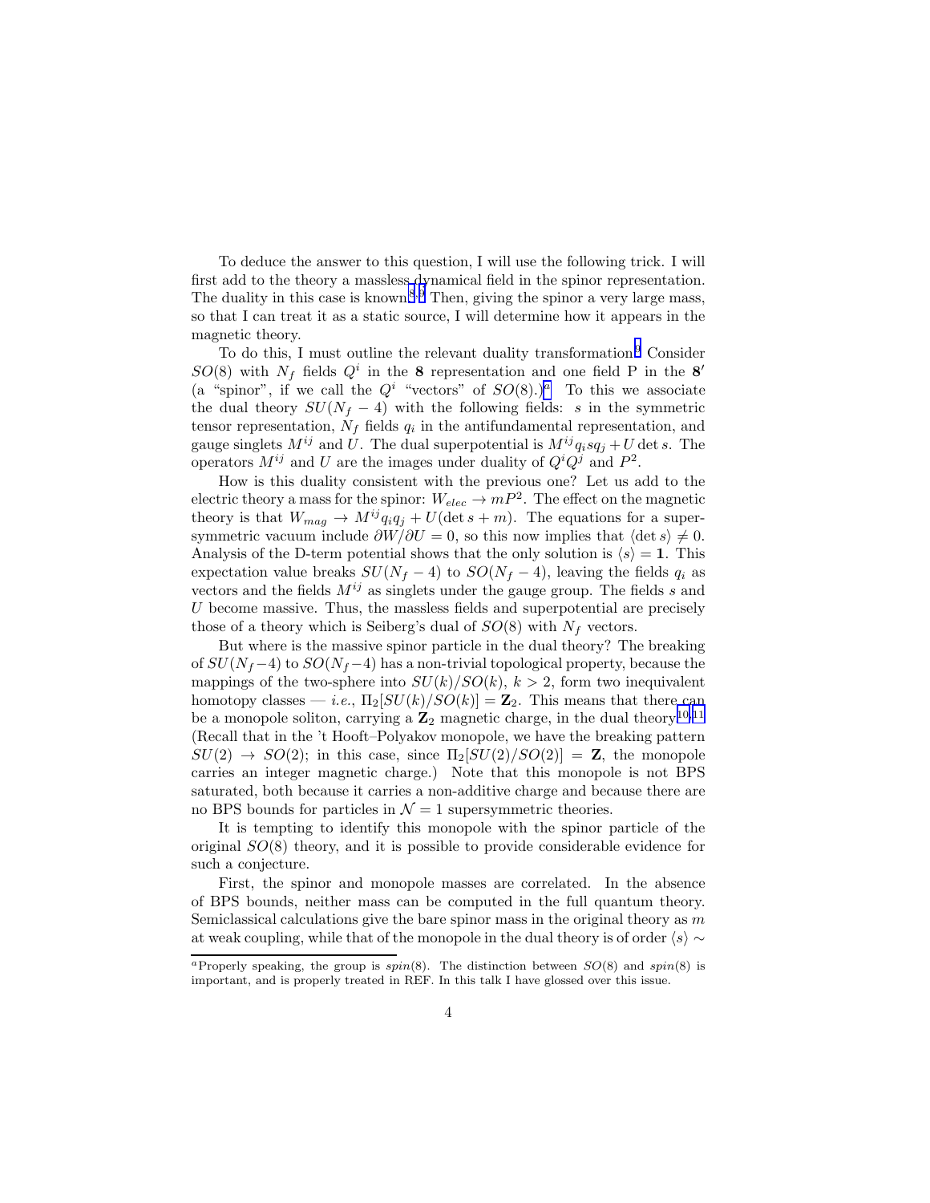To deduce the answer to this question, I will use the following trick. I will first add to the theory a massless dynamical field in the spinor representation. The duality in this case is known.[8,9] Then, giving the spinor a very large mass, so that I can treat it as a static source, I will determine how it appears in the magnetic theory.

To do this, I must outline the relevant duality transformation.[9] Consider $SO(8)$ with $N_f$ fields $Q^i$ in the $\mathbf{8}$ representation and one field P in the $\mathbf{8}'$ (a "spinor", if we call the $Q^i$ "vectors" of $SO(8)$.)[a] To this we associate the dual theory $SU(N_f-4)$ with the following fields: $s$ in the symmetric tensor representation, $N_f$ fields $q_i$ in the antifundamental representation, and gauge singlets $M^{ij}$ and $U$. The dual superpotential is $M^{ij}q_i s q_j + U \det s$. The operators $M^{ij}$ and $U$ are the images under duality of $Q^iQ^j$ and $P^2$.

How is this duality consistent with the previous one? Let us add to the electric theory a mass for the spinor: $W_{elec} \to mP^2$. The effect on the magnetic theory is that $W_{mag} \to M^{ij}q_iq_j + U(\det s + m)$. The equations for a supersymmetric vacuum include $\partial W/\partial U = 0$, so this now implies that $\langle \det s \rangle \neq 0$. Analysis of the D-term potential shows that the only solution is $\langle s \rangle = \mathbf{1}$. This expectation value breaks $SU(N_f-4)$ to $SO(N_f-4)$, leaving the fields $q_i$ as vectors and the fields $M^{ij}$ as singlets under the gauge group. The fields $s$ and $U$ become massive. Thus, the massless fields and superpotential are precisely those of a theory which is Seiberg's dual of $SO(8)$ with $N_f$ vectors.

But where is the massive spinor particle in the dual theory? The breaking of $SU(N_f-4)$ to $SO(N_f-4)$ has a non-trivial topological property, because the mappings of the two-sphere into $SU(k)/SO(k)$, $k>2$, form two inequivalent homotopy classes — *i.e.*, $\Pi_2[SU(k)/SO(k)] = \mathbf{Z}_2$. This means that there can be a monopole soliton, carrying a $\mathbf{Z}_2$ magnetic charge, in the dual theory.[10,11] (Recall that in the 't Hooft–Polyakov monopole, we have the breaking pattern $SU(2) \to SO(2)$; in this case, since $\Pi_2[SU(2)/SO(2)] = \mathbf{Z}$, the monopole carries an integer magnetic charge.) Note that this monopole is not BPS saturated, both because it carries a non-additive charge and because there are no BPS bounds for particles in $\mathcal{N}=1$ supersymmetric theories.

It is tempting to identify this monopole with the spinor particle of the original $SO(8)$ theory, and it is possible to provide considerable evidence for such a conjecture.

First, the spinor and monopole masses are correlated. In the absence of BPS bounds, neither mass can be computed in the full quantum theory. Semiclassical calculations give the bare spinor mass in the original theory as $m$ at weak coupling, while that of the monopole in the dual theory is of order $\langle s \rangle \sim$

---

[a] Properly speaking, the group is *spin*(8). The distinction between $SO(8)$ and *spin*(8) is important, and is properly treated in REF. In this talk I have glossed over this issue.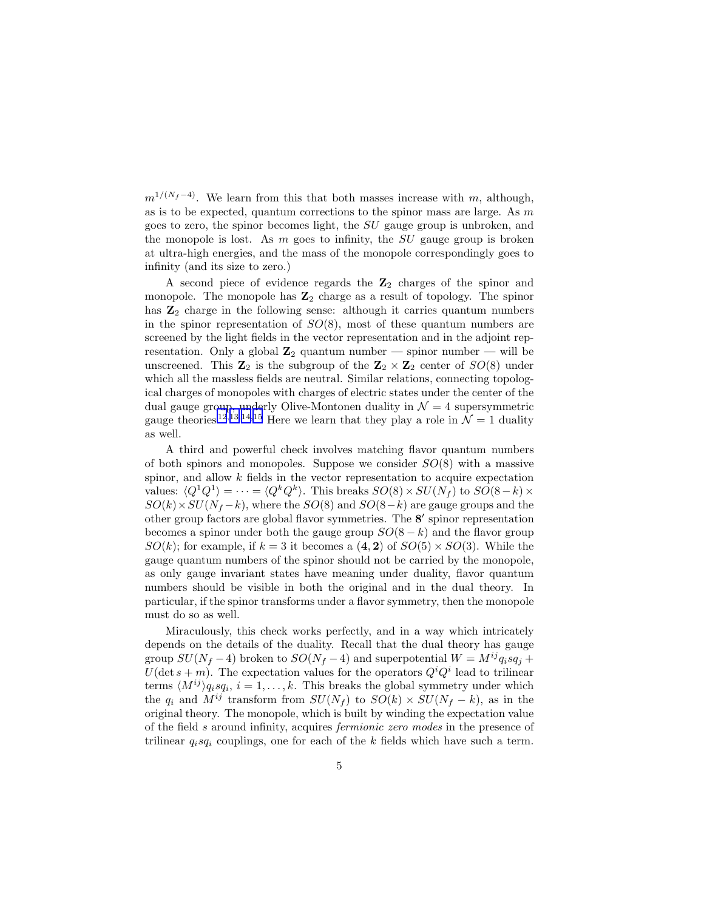$m^{1/(N_f-4)}$. We learn from this that both masses increase with $m$, although, as is to be expected, quantum corrections to the spinor mass are large. As $m$ goes to zero, the spinor becomes light, the $SU$ gauge group is unbroken, and the monopole is lost. As $m$ goes to infinity, the $SU$ gauge group is broken at ultra-high energies, and the mass of the monopole correspondingly goes to infinity (and its size to zero.)

A second piece of evidence regards the $\mathbf{Z}_2$ charges of the spinor and monopole. The monopole has $\mathbf{Z}_2$ charge as a result of topology. The spinor has $\mathbf{Z}_2$ charge in the following sense: although it carries quantum numbers in the spinor representation of $SO(8)$, most of these quantum numbers are screened by the light fields in the vector representation and in the adjoint representation. Only a global $\mathbf{Z}_2$ quantum number — spinor number — will be unscreened. This $\mathbf{Z}_2$ is the subgroup of the $\mathbf{Z}_2 \times \mathbf{Z}_2$ center of $SO(8)$ under which all the massless fields are neutral. Similar relations, connecting topological charges of monopoles with charges of electric states under the center of the dual gauge group, underly Olive-Montonen duality in $\mathcal{N}=4$ supersymmetric gauge theories[12,13,14,15] Here we learn that they play a role in $\mathcal{N}=1$ duality as well.

A third and powerful check involves matching flavor quantum numbers of both spinors and monopoles. Suppose we consider $SO(8)$ with a massive spinor, and allow $k$ fields in the vector representation to acquire expectation values: $\langle Q^1 Q^1 \rangle = \cdots = \langle Q^k Q^k \rangle$. This breaks $SO(8) \times SU(N_f)$ to $SO(8-k) \times SO(k) \times SU(N_f - k)$, where the $SO(8)$ and $SO(8-k)$ are gauge groups and the other group factors are global flavor symmetries. The $\mathbf{8}'$ spinor representation becomes a spinor under both the gauge group $SO(8-k)$ and the flavor group $SO(k)$; for example, if $k=3$ it becomes a $(\mathbf{4}, \mathbf{2})$ of $SO(5) \times SO(3)$. While the gauge quantum numbers of the spinor should not be carried by the monopole, as only gauge invariant states have meaning under duality, flavor quantum numbers should be visible in both the original and in the dual theory. In particular, if the spinor transforms under a flavor symmetry, then the monopole must do so as well.

Miraculously, this check works perfectly, and in a way which intricately depends on the details of the duality. Recall that the dual theory has gauge group $SU(N_f - 4)$ broken to $SO(N_f - 4)$ and superpotential $W = M^{ij} q_i s q_j + U(\det s + m)$. The expectation values for the operators $Q^i Q^i$ lead to trilinear terms $\langle M^{ij} \rangle q_i s q_i$, $i = 1, \ldots, k$. This breaks the global symmetry under which the $q_i$ and $M^{ij}$ transform from $SU(N_f)$ to $SO(k) \times SU(N_f - k)$, as in the original theory. The monopole, which is built by winding the expectation value of the field $s$ around infinity, acquires *fermionic zero modes* in the presence of trilinear $q_i s q_i$ couplings, one for each of the $k$ fields which have such a term.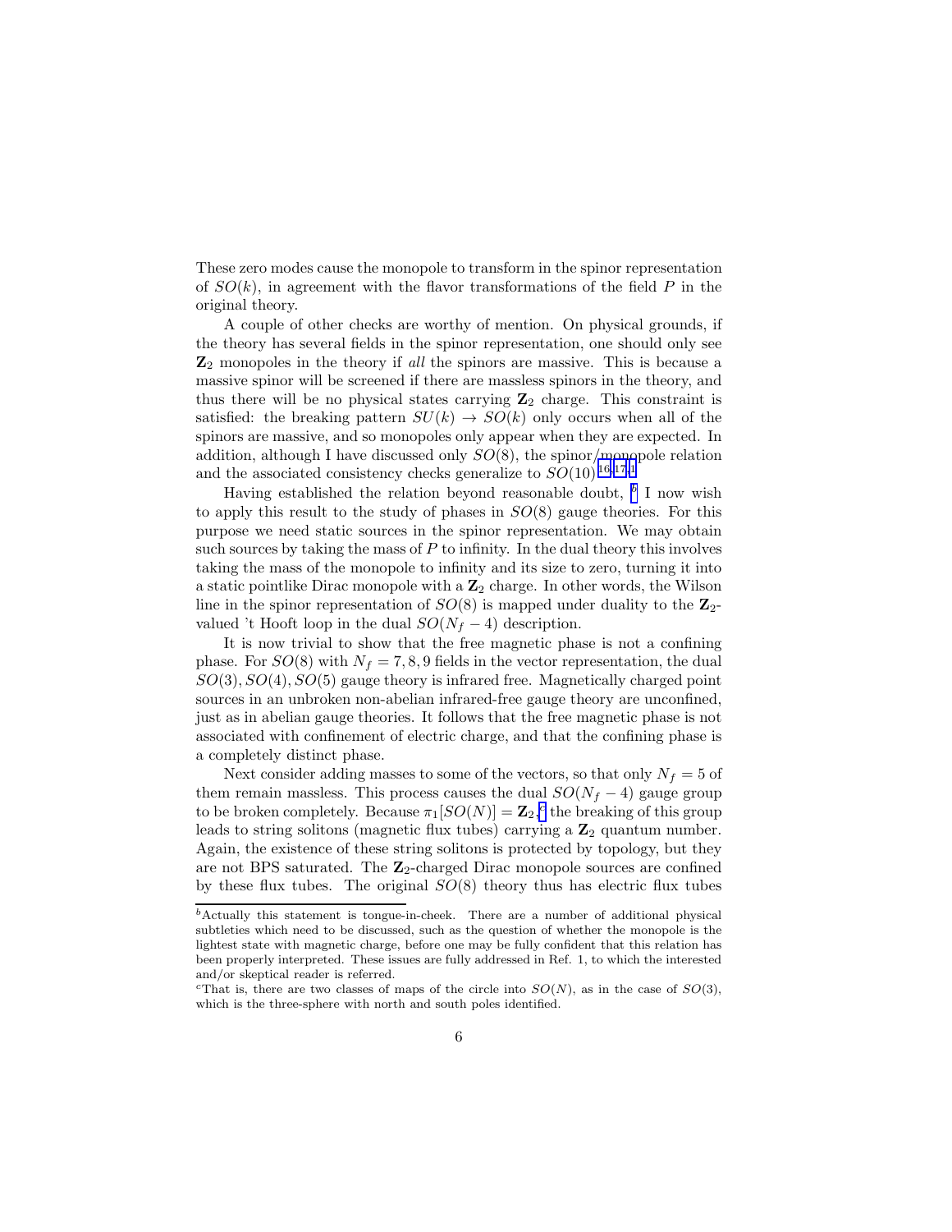These zero modes cause the monopole to transform in the spinor representation of $SO(k)$, in agreement with the flavor transformations of the field $P$ in the original theory.

A couple of other checks are worthy of mention. On physical grounds, if the theory has several fields in the spinor representation, one should only see $\mathbf{Z}_2$ monopoles in the theory if *all* the spinors are massive. This is because a massive spinor will be screened if there are massless spinors in the theory, and thus there will be no physical states carrying $\mathbf{Z}_2$ charge. This constraint is satisfied: the breaking pattern $SU(k) \to SO(k)$ only occurs when all of the spinors are massive, and so monopoles only appear when they are expected. In addition, although I have discussed only $SO(8)$, the spinor/monopole relation and the associated consistency checks generalize to $SO(10)$.[16,17,1]

Having established the relation beyond reasonable doubt, [b] I now wish to apply this result to the study of phases in $SO(8)$ gauge theories. For this purpose we need static sources in the spinor representation. We may obtain such sources by taking the mass of $P$ to infinity. In the dual theory this involves taking the mass of the monopole to infinity and its size to zero, turning it into a static pointlike Dirac monopole with a $\mathbf{Z}_2$ charge. In other words, the Wilson line in the spinor representation of $SO(8)$ is mapped under duality to the $\mathbf{Z}_2$-valued 't Hooft loop in the dual $SO(N_f - 4)$ description.

It is now trivial to show that the free magnetic phase is not a confining phase. For $SO(8)$ with $N_f = 7, 8, 9$ fields in the vector representation, the dual $SO(3), SO(4), SO(5)$ gauge theory is infrared free. Magnetically charged point sources in an unbroken non-abelian infrared-free gauge theory are unconfined, just as in abelian gauge theories. It follows that the free magnetic phase is not associated with confinement of electric charge, and that the confining phase is a completely distinct phase.

Next consider adding masses to some of the vectors, so that only $N_f = 5$ of them remain massless. This process causes the dual $SO(N_f - 4)$ gauge group to be broken completely. Because $\pi_1[SO(N)] = \mathbf{Z}_2$,[c] the breaking of this group leads to string solitons (magnetic flux tubes) carrying a $\mathbf{Z}_2$ quantum number. Again, the existence of these string solitons is protected by topology, but they are not BPS saturated. The $\mathbf{Z}_2$-charged Dirac monopole sources are confined by these flux tubes. The original $SO(8)$ theory thus has electric flux tubes

[b] Actually this statement is tongue-in-cheek. There are a number of additional physical subtleties which need to be discussed, such as the question of whether the monopole is the lightest state with magnetic charge, before one may be fully confident that this relation has been properly interpreted. These issues are fully addressed in Ref. 1, to which the interested and/or skeptical reader is referred.

[c] That is, there are two classes of maps of the circle into $SO(N)$, as in the case of $SO(3)$, which is the three-sphere with north and south poles identified.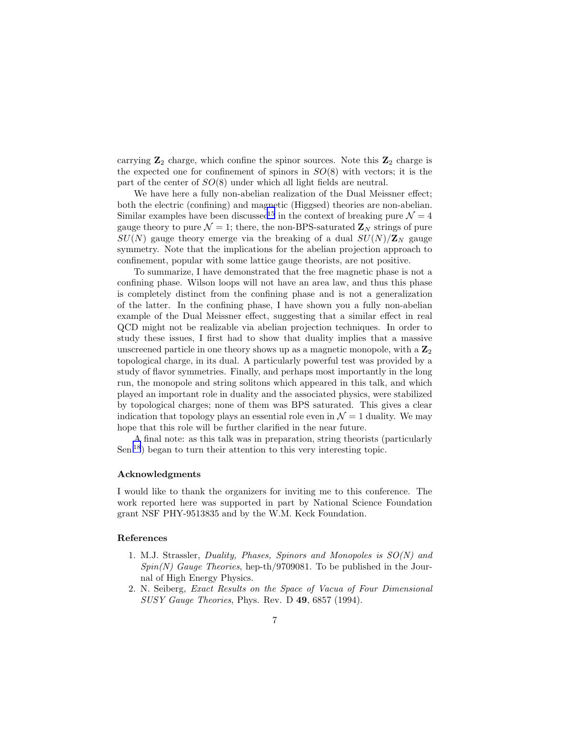carrying $\mathbf{Z}_2$ charge, which confine the spinor sources. Note this $\mathbf{Z}_2$ charge is the expected one for confinement of spinors in $SO(8)$ with vectors; it is the part of the center of $SO(8)$ under which all light fields are neutral.

We have here a fully non-abelian realization of the Dual Meissner effect; both the electric (confining) and magnetic (Higgsed) theories are non-abelian. Similar examples have been discussed[15] in the context of breaking pure $\mathcal{N}=4$ gauge theory to pure $\mathcal{N}=1$; there, the non-BPS-saturated $\mathbf{Z}_N$ strings of pure $SU(N)$ gauge theory emerge via the breaking of a dual $SU(N)/\mathbf{Z}_N$ gauge symmetry. Note that the implications for the abelian projection approach to confinement, popular with some lattice gauge theorists, are not positive.

To summarize, I have demonstrated that the free magnetic phase is not a confining phase. Wilson loops will not have an area law, and thus this phase is completely distinct from the confining phase and is not a generalization of the latter. In the confining phase, I have shown you a fully non-abelian example of the Dual Meissner effect, suggesting that a similar effect in real QCD might not be realizable via abelian projection techniques. In order to study these issues, I first had to show that duality implies that a massive unscreened particle in one theory shows up as a magnetic monopole, with a $\mathbf{Z}_2$ topological charge, in its dual. A particularly powerful test was provided by a study of flavor symmetries. Finally, and perhaps most importantly in the long run, the monopole and string solitons which appeared in this talk, and which played an important role in duality and the associated physics, were stabilized by topological charges; none of them was BPS saturated. This gives a clear indication that topology plays an essential role even in $\mathcal{N}=1$ duality. We may hope that this role will be further clarified in the near future.

A final note: as this talk was in preparation, string theorists (particularly Sen[18]) began to turn their attention to this very interesting topic.

### Acknowledgments

I would like to thank the organizers for inviting me to this conference. The work reported here was supported in part by National Science Foundation grant NSF PHY-9513835 and by the W.M. Keck Foundation.

### References

1. M.J. Strassler, *Duality, Phases, Spinors and Monopoles is SO(N) and Spin(N) Gauge Theories*, hep-th/9709081. To be published in the Journal of High Energy Physics.
2. N. Seiberg, *Exact Results on the Space of Vacua of Four Dimensional SUSY Gauge Theories*, Phys. Rev. D **49**, 6857 (1994).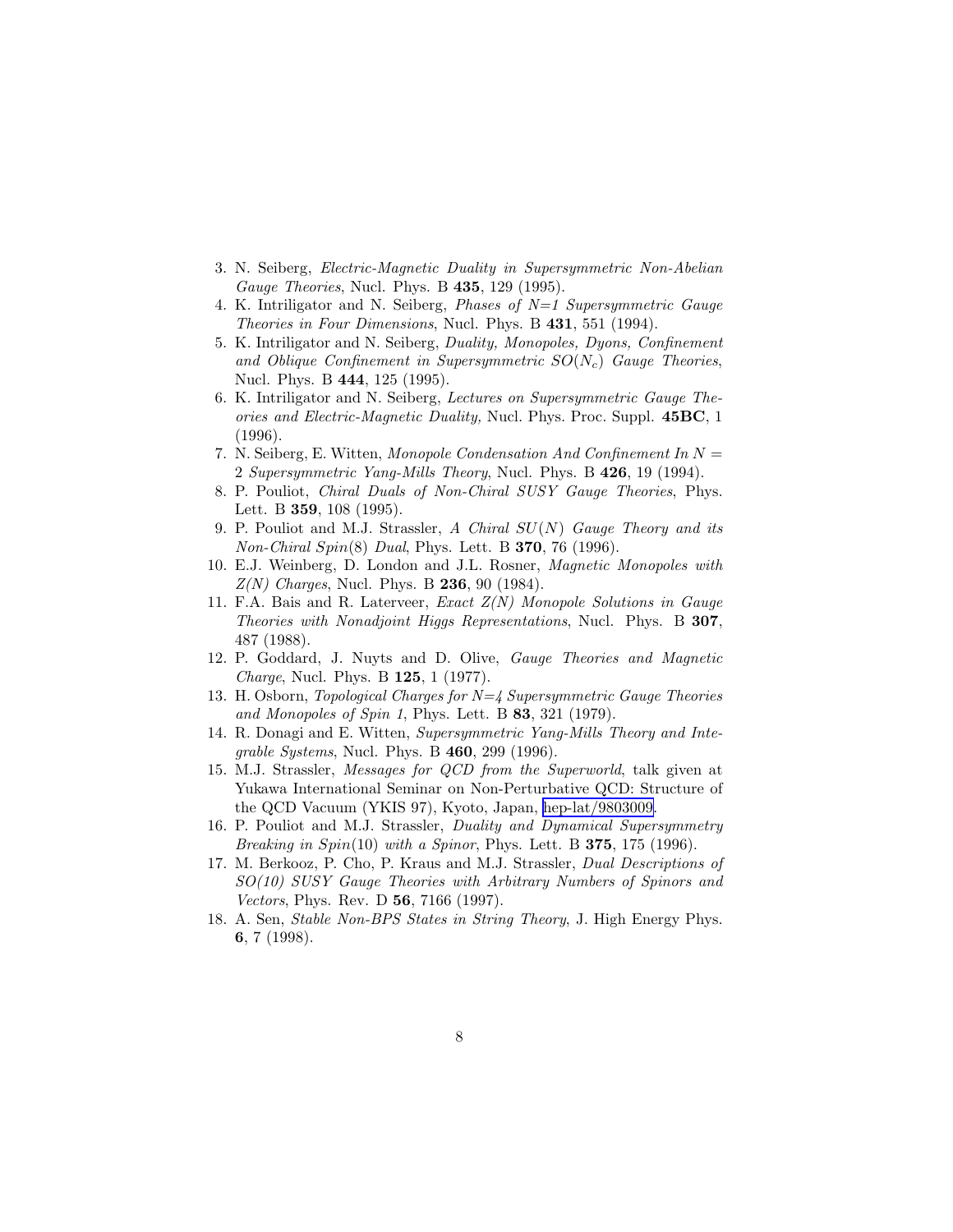3. N. Seiberg, *Electric-Magnetic Duality in Supersymmetric Non-Abelian Gauge Theories*, Nucl. Phys. B **435**, 129 (1995).
4. K. Intriligator and N. Seiberg, *Phases of N=1 Supersymmetric Gauge Theories in Four Dimensions*, Nucl. Phys. B **431**, 551 (1994).
5. K. Intriligator and N. Seiberg, *Duality, Monopoles, Dyons, Confinement and Oblique Confinement in Supersymmetric $SO(N_c)$ Gauge Theories*, Nucl. Phys. B **444**, 125 (1995).
6. K. Intriligator and N. Seiberg, *Lectures on Supersymmetric Gauge Theories and Electric-Magnetic Duality,* Nucl. Phys. Proc. Suppl. **45BC**, 1 (1996).
7. N. Seiberg, E. Witten, *Monopole Condensation And Confinement In $N = 2$ Supersymmetric Yang-Mills Theory*, Nucl. Phys. B **426**, 19 (1994).
8. P. Pouliot, *Chiral Duals of Non-Chiral SUSY Gauge Theories*, Phys. Lett. B **359**, 108 (1995).
9. P. Pouliot and M.J. Strassler, *A Chiral $SU(N)$ Gauge Theory and its Non-Chiral $Spin(8)$ Dual*, Phys. Lett. B **370**, 76 (1996).
10. E.J. Weinberg, D. London and J.L. Rosner, *Magnetic Monopoles with Z(N) Charges*, Nucl. Phys. B **236**, 90 (1984).
11. F.A. Bais and R. Laterveer, *Exact Z(N) Monopole Solutions in Gauge Theories with Nonadjoint Higgs Representations*, Nucl. Phys. B **307**, 487 (1988).
12. P. Goddard, J. Nuyts and D. Olive, *Gauge Theories and Magnetic Charge*, Nucl. Phys. B **125**, 1 (1977).
13. H. Osborn, *Topological Charges for N=4 Supersymmetric Gauge Theories and Monopoles of Spin 1*, Phys. Lett. B **83**, 321 (1979).
14. R. Donagi and E. Witten, *Supersymmetric Yang-Mills Theory and Integrable Systems*, Nucl. Phys. B **460**, 299 (1996).
15. M.J. Strassler, *Messages for QCD from the Superworld*, talk given at Yukawa International Seminar on Non-Perturbative QCD: Structure of the QCD Vacuum (YKIS 97), Kyoto, Japan, hep-lat/9803009.
16. P. Pouliot and M.J. Strassler, *Duality and Dynamical Supersymmetry Breaking in $Spin(10)$ with a Spinor*, Phys. Lett. B **375**, 175 (1996).
17. M. Berkooz, P. Cho, P. Kraus and M.J. Strassler, *Dual Descriptions of SO(10) SUSY Gauge Theories with Arbitrary Numbers of Spinors and Vectors*, Phys. Rev. D **56**, 7166 (1997).
18. A. Sen, *Stable Non-BPS States in String Theory*, J. High Energy Phys. **6**, 7 (1998).